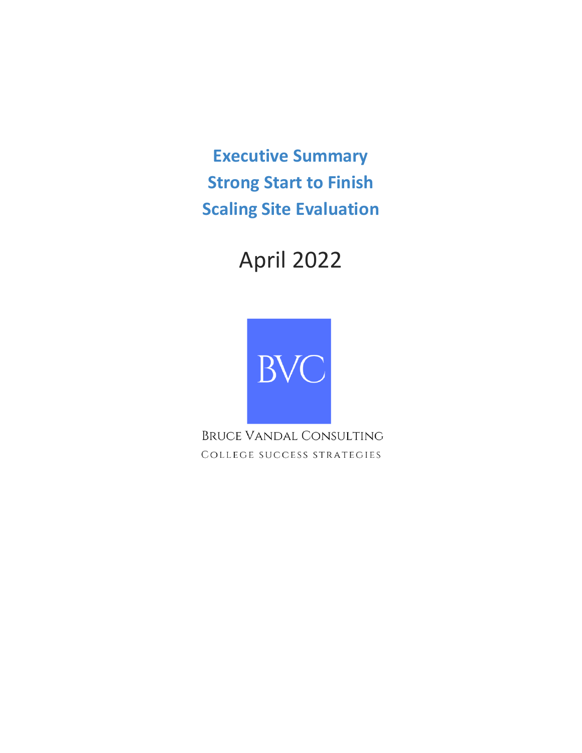# Executive Summary
# Strong Start to Finish
# Scaling Site Evaluation

April 2022

BVC

BRUCE VANDAL CONSULTING

COLLEGE SUCCESS STRATEGIES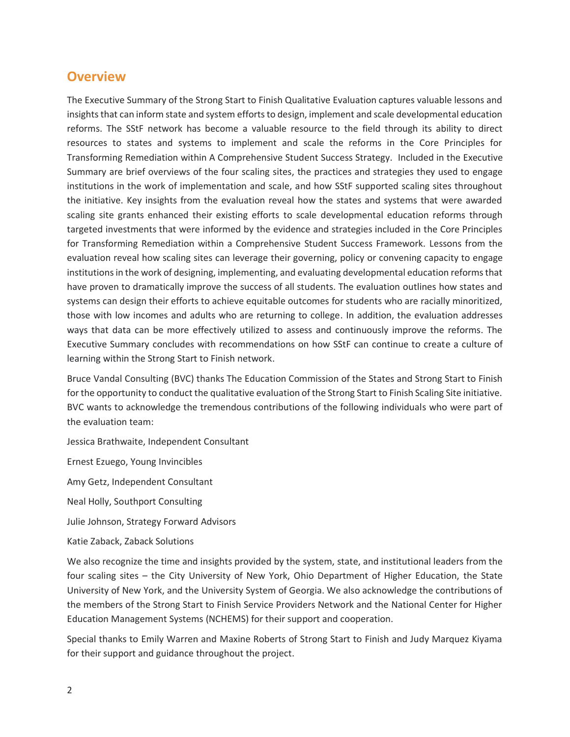## Overview

The Executive Summary of the Strong Start to Finish Qualitative Evaluation captures valuable lessons and insights that can inform state and system efforts to design, implement and scale developmental education reforms. The SStF network has become a valuable resource to the field through its ability to direct resources to states and systems to implement and scale the reforms in the Core Principles for Transforming Remediation within A Comprehensive Student Success Strategy. Included in the Executive Summary are brief overviews of the four scaling sites, the practices and strategies they used to engage institutions in the work of implementation and scale, and how SStF supported scaling sites throughout the initiative. Key insights from the evaluation reveal how the states and systems that were awarded scaling site grants enhanced their existing efforts to scale developmental education reforms through targeted investments that were informed by the evidence and strategies included in the Core Principles for Transforming Remediation within a Comprehensive Student Success Framework. Lessons from the evaluation reveal how scaling sites can leverage their governing, policy or convening capacity to engage institutions in the work of designing, implementing, and evaluating developmental education reforms that have proven to dramatically improve the success of all students. The evaluation outlines how states and systems can design their efforts to achieve equitable outcomes for students who are racially minoritized, those with low incomes and adults who are returning to college. In addition, the evaluation addresses ways that data can be more effectively utilized to assess and continuously improve the reforms. The Executive Summary concludes with recommendations on how SStF can continue to create a culture of learning within the Strong Start to Finish network.

Bruce Vandal Consulting (BVC) thanks The Education Commission of the States and Strong Start to Finish for the opportunity to conduct the qualitative evaluation of the Strong Start to Finish Scaling Site initiative. BVC wants to acknowledge the tremendous contributions of the following individuals who were part of the evaluation team:

Jessica Brathwaite, Independent Consultant

Ernest Ezuego, Young Invincibles

Amy Getz, Independent Consultant

Neal Holly, Southport Consulting

Julie Johnson, Strategy Forward Advisors

Katie Zaback, Zaback Solutions

We also recognize the time and insights provided by the system, state, and institutional leaders from the four scaling sites – the City University of New York, Ohio Department of Higher Education, the State University of New York, and the University System of Georgia. We also acknowledge the contributions of the members of the Strong Start to Finish Service Providers Network and the National Center for Higher Education Management Systems (NCHEMS) for their support and cooperation.

Special thanks to Emily Warren and Maxine Roberts of Strong Start to Finish and Judy Marquez Kiyama for their support and guidance throughout the project.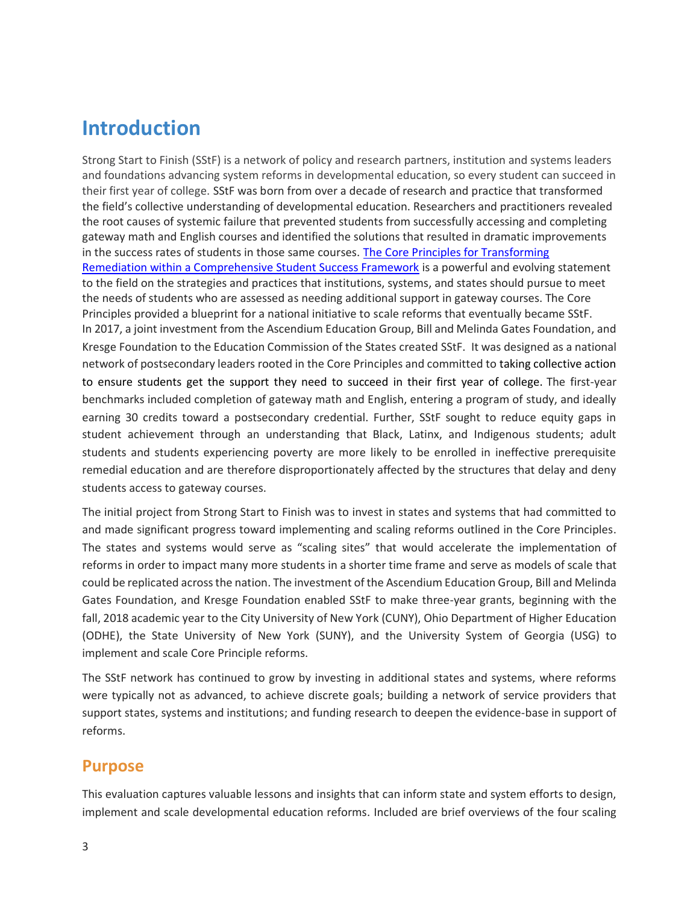# Introduction

Strong Start to Finish (SStF) is a network of policy and research partners, institution and systems leaders and foundations advancing system reforms in developmental education, so every student can succeed in their first year of college. SStF was born from over a decade of research and practice that transformed the field's collective understanding of developmental education. Researchers and practitioners revealed the root causes of systemic failure that prevented students from successfully accessing and completing gateway math and English courses and identified the solutions that resulted in dramatic improvements in the success rates of students in those same courses. [The Core Principles for Transforming Remediation within a Comprehensive Student Success Framework] is a powerful and evolving statement to the field on the strategies and practices that institutions, systems, and states should pursue to meet the needs of students who are assessed as needing additional support in gateway courses. The Core Principles provided a blueprint for a national initiative to scale reforms that eventually became SStF. In 2017, a joint investment from the Ascendium Education Group, Bill and Melinda Gates Foundation, and Kresge Foundation to the Education Commission of the States created SStF. It was designed as a national network of postsecondary leaders rooted in the Core Principles and committed to taking collective action to ensure students get the support they need to succeed in their first year of college. The first-year benchmarks included completion of gateway math and English, entering a program of study, and ideally earning 30 credits toward a postsecondary credential. Further, SStF sought to reduce equity gaps in student achievement through an understanding that Black, Latinx, and Indigenous students; adult students and students experiencing poverty are more likely to be enrolled in ineffective prerequisite remedial education and are therefore disproportionately affected by the structures that delay and deny students access to gateway courses.

The initial project from Strong Start to Finish was to invest in states and systems that had committed to and made significant progress toward implementing and scaling reforms outlined in the Core Principles. The states and systems would serve as "scaling sites" that would accelerate the implementation of reforms in order to impact many more students in a shorter time frame and serve as models of scale that could be replicated across the nation. The investment of the Ascendium Education Group, Bill and Melinda Gates Foundation, and Kresge Foundation enabled SStF to make three-year grants, beginning with the fall, 2018 academic year to the City University of New York (CUNY), Ohio Department of Higher Education (ODHE), the State University of New York (SUNY), and the University System of Georgia (USG) to implement and scale Core Principle reforms.

The SStF network has continued to grow by investing in additional states and systems, where reforms were typically not as advanced, to achieve discrete goals; building a network of service providers that support states, systems and institutions; and funding research to deepen the evidence-base in support of reforms.

## Purpose

This evaluation captures valuable lessons and insights that can inform state and system efforts to design, implement and scale developmental education reforms. Included are brief overviews of the four scaling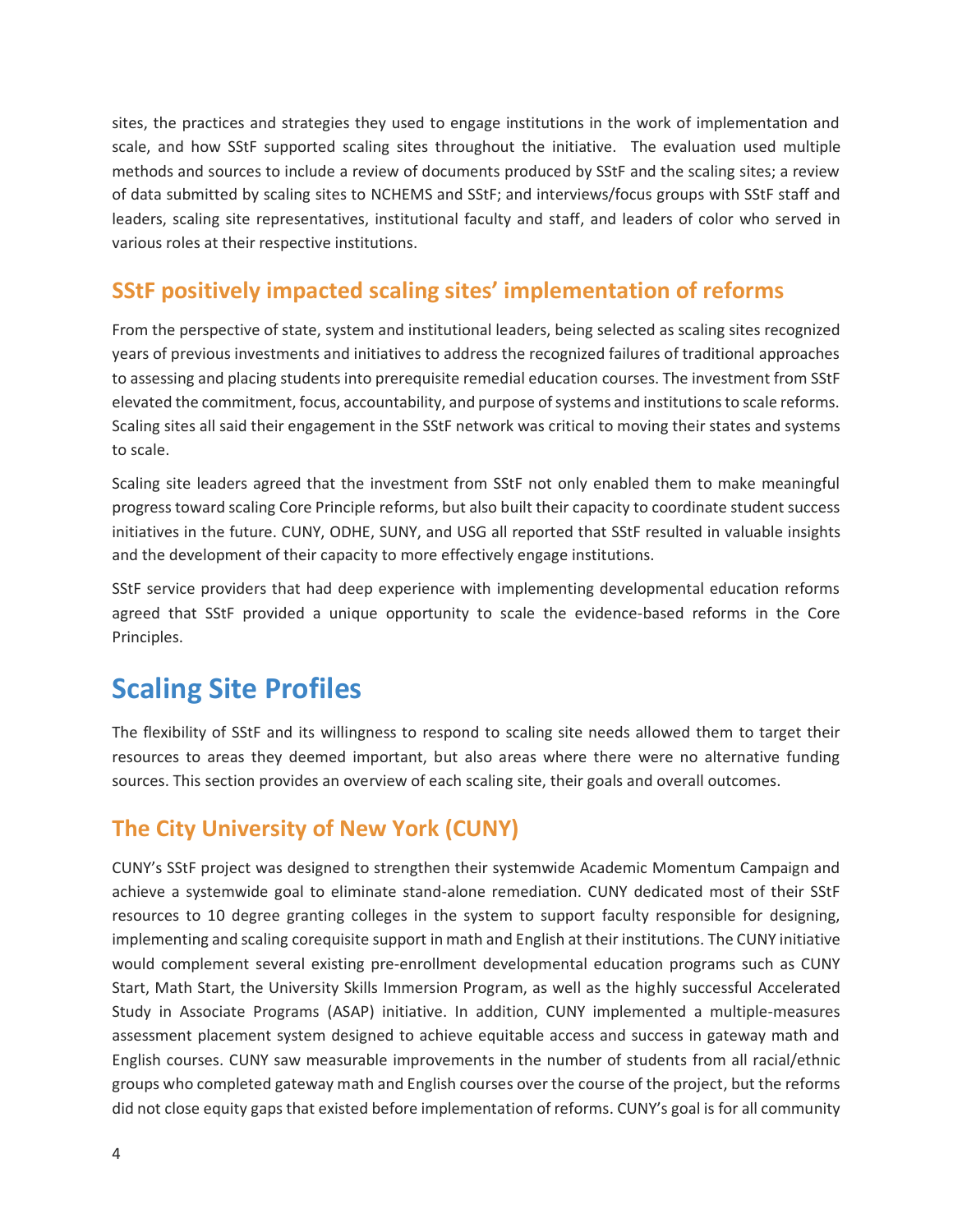sites, the practices and strategies they used to engage institutions in the work of implementation and scale, and how SStF supported scaling sites throughout the initiative. The evaluation used multiple methods and sources to include a review of documents produced by SStF and the scaling sites; a review of data submitted by scaling sites to NCHEMS and SStF; and interviews/focus groups with SStF staff and leaders, scaling site representatives, institutional faculty and staff, and leaders of color who served in various roles at their respective institutions.

## SStF positively impacted scaling sites' implementation of reforms

From the perspective of state, system and institutional leaders, being selected as scaling sites recognized years of previous investments and initiatives to address the recognized failures of traditional approaches to assessing and placing students into prerequisite remedial education courses. The investment from SStF elevated the commitment, focus, accountability, and purpose of systems and institutions to scale reforms. Scaling sites all said their engagement in the SStF network was critical to moving their states and systems to scale.

Scaling site leaders agreed that the investment from SStF not only enabled them to make meaningful progress toward scaling Core Principle reforms, but also built their capacity to coordinate student success initiatives in the future. CUNY, ODHE, SUNY, and USG all reported that SStF resulted in valuable insights and the development of their capacity to more effectively engage institutions.

SStF service providers that had deep experience with implementing developmental education reforms agreed that SStF provided a unique opportunity to scale the evidence-based reforms in the Core Principles.

# Scaling Site Profiles

The flexibility of SStF and its willingness to respond to scaling site needs allowed them to target their resources to areas they deemed important, but also areas where there were no alternative funding sources. This section provides an overview of each scaling site, their goals and overall outcomes.

## The City University of New York (CUNY)

CUNY's SStF project was designed to strengthen their systemwide Academic Momentum Campaign and achieve a systemwide goal to eliminate stand-alone remediation. CUNY dedicated most of their SStF resources to 10 degree granting colleges in the system to support faculty responsible for designing, implementing and scaling corequisite support in math and English at their institutions. The CUNY initiative would complement several existing pre-enrollment developmental education programs such as CUNY Start, Math Start, the University Skills Immersion Program, as well as the highly successful Accelerated Study in Associate Programs (ASAP) initiative. In addition, CUNY implemented a multiple-measures assessment placement system designed to achieve equitable access and success in gateway math and English courses. CUNY saw measurable improvements in the number of students from all racial/ethnic groups who completed gateway math and English courses over the course of the project, but the reforms did not close equity gaps that existed before implementation of reforms. CUNY's goal is for all community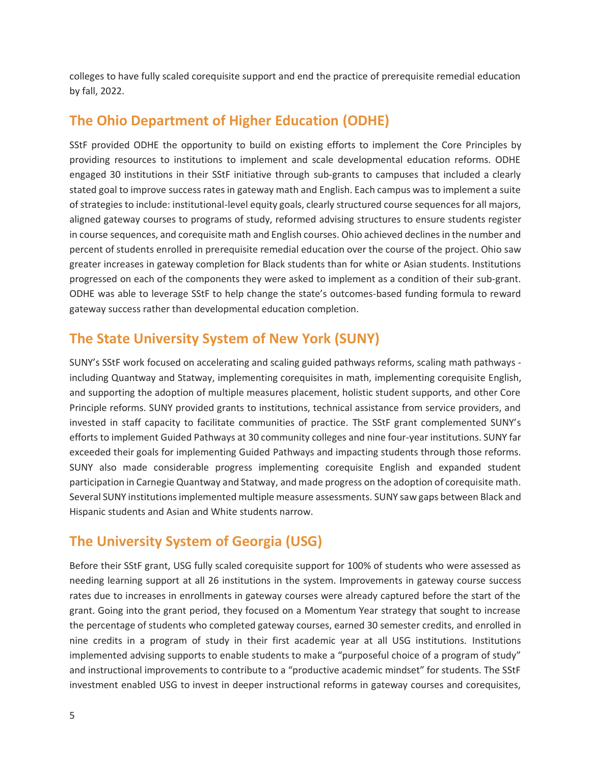colleges to have fully scaled corequisite support and end the practice of prerequisite remedial education by fall, 2022.

## The Ohio Department of Higher Education (ODHE)

SStF provided ODHE the opportunity to build on existing efforts to implement the Core Principles by providing resources to institutions to implement and scale developmental education reforms. ODHE engaged 30 institutions in their SStF initiative through sub-grants to campuses that included a clearly stated goal to improve success rates in gateway math and English. Each campus was to implement a suite of strategies to include: institutional-level equity goals, clearly structured course sequences for all majors, aligned gateway courses to programs of study, reformed advising structures to ensure students register in course sequences, and corequisite math and English courses. Ohio achieved declines in the number and percent of students enrolled in prerequisite remedial education over the course of the project. Ohio saw greater increases in gateway completion for Black students than for white or Asian students. Institutions progressed on each of the components they were asked to implement as a condition of their sub-grant. ODHE was able to leverage SStF to help change the state's outcomes-based funding formula to reward gateway success rather than developmental education completion.

## The State University System of New York (SUNY)

SUNY's SStF work focused on accelerating and scaling guided pathways reforms, scaling math pathways - including Quantway and Statway, implementing corequisites in math, implementing corequisite English, and supporting the adoption of multiple measures placement, holistic student supports, and other Core Principle reforms. SUNY provided grants to institutions, technical assistance from service providers, and invested in staff capacity to facilitate communities of practice. The SStF grant complemented SUNY's efforts to implement Guided Pathways at 30 community colleges and nine four-year institutions. SUNY far exceeded their goals for implementing Guided Pathways and impacting students through those reforms. SUNY also made considerable progress implementing corequisite English and expanded student participation in Carnegie Quantway and Statway, and made progress on the adoption of corequisite math. Several SUNY institutions implemented multiple measure assessments. SUNY saw gaps between Black and Hispanic students and Asian and White students narrow.

## The University System of Georgia (USG)

Before their SStF grant, USG fully scaled corequisite support for 100% of students who were assessed as needing learning support at all 26 institutions in the system. Improvements in gateway course success rates due to increases in enrollments in gateway courses were already captured before the start of the grant. Going into the grant period, they focused on a Momentum Year strategy that sought to increase the percentage of students who completed gateway courses, earned 30 semester credits, and enrolled in nine credits in a program of study in their first academic year at all USG institutions. Institutions implemented advising supports to enable students to make a "purposeful choice of a program of study" and instructional improvements to contribute to a "productive academic mindset" for students. The SStF investment enabled USG to invest in deeper instructional reforms in gateway courses and corequisites,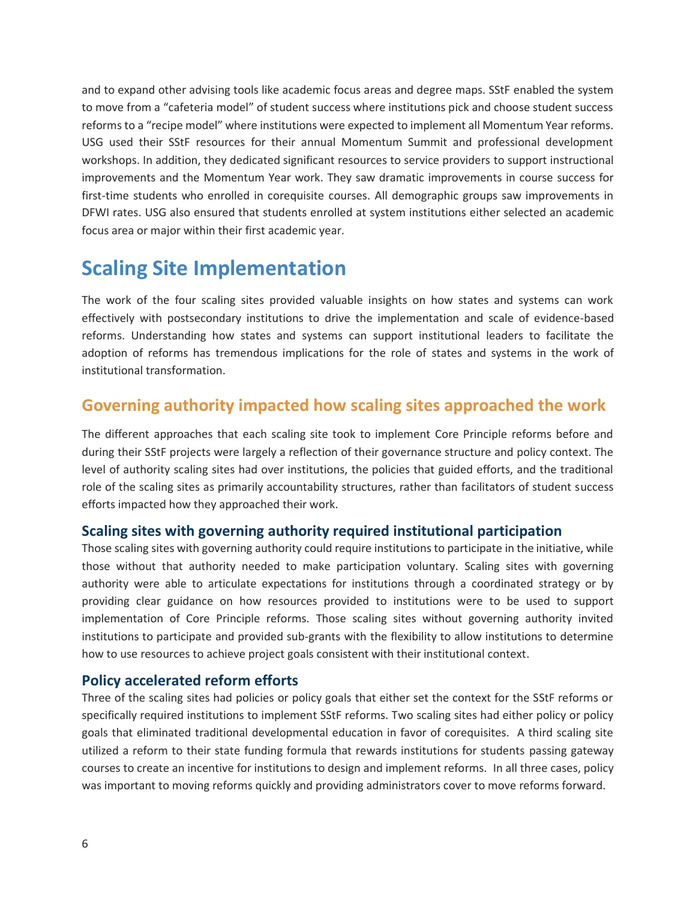and to expand other advising tools like academic focus areas and degree maps. SStF enabled the system to move from a "cafeteria model" of student success where institutions pick and choose student success reforms to a "recipe model" where institutions were expected to implement all Momentum Year reforms. USG used their SStF resources for their annual Momentum Summit and professional development workshops. In addition, they dedicated significant resources to service providers to support instructional improvements and the Momentum Year work. They saw dramatic improvements in course success for first-time students who enrolled in corequisite courses. All demographic groups saw improvements in DFWI rates. USG also ensured that students enrolled at system institutions either selected an academic focus area or major within their first academic year.

# Scaling Site Implementation

The work of the four scaling sites provided valuable insights on how states and systems can work effectively with postsecondary institutions to drive the implementation and scale of evidence-based reforms. Understanding how states and systems can support institutional leaders to facilitate the adoption of reforms has tremendous implications for the role of states and systems in the work of institutional transformation.

## Governing authority impacted how scaling sites approached the work

The different approaches that each scaling site took to implement Core Principle reforms before and during their SStF projects were largely a reflection of their governance structure and policy context. The level of authority scaling sites had over institutions, the policies that guided efforts, and the traditional role of the scaling sites as primarily accountability structures, rather than facilitators of student success efforts impacted how they approached their work.

### Scaling sites with governing authority required institutional participation

Those scaling sites with governing authority could require institutions to participate in the initiative, while those without that authority needed to make participation voluntary. Scaling sites with governing authority were able to articulate expectations for institutions through a coordinated strategy or by providing clear guidance on how resources provided to institutions were to be used to support implementation of Core Principle reforms. Those scaling sites without governing authority invited institutions to participate and provided sub-grants with the flexibility to allow institutions to determine how to use resources to achieve project goals consistent with their institutional context.

### Policy accelerated reform efforts

Three of the scaling sites had policies or policy goals that either set the context for the SStF reforms or specifically required institutions to implement SStF reforms. Two scaling sites had either policy or policy goals that eliminated traditional developmental education in favor of corequisites. A third scaling site utilized a reform to their state funding formula that rewards institutions for students passing gateway courses to create an incentive for institutions to design and implement reforms. In all three cases, policy was important to moving reforms quickly and providing administrators cover to move reforms forward.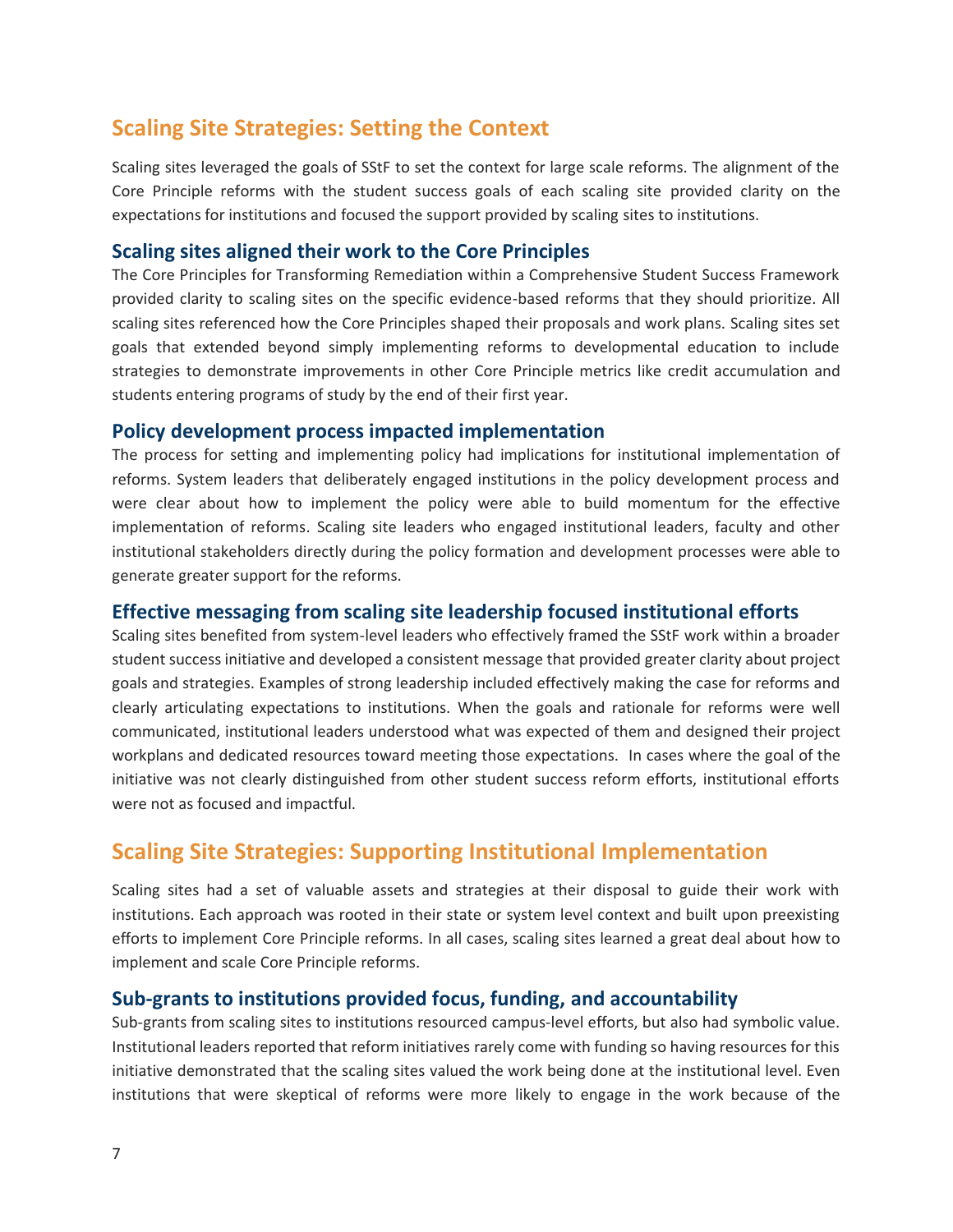## Scaling Site Strategies: Setting the Context

Scaling sites leveraged the goals of SStF to set the context for large scale reforms. The alignment of the Core Principle reforms with the student success goals of each scaling site provided clarity on the expectations for institutions and focused the support provided by scaling sites to institutions.

### Scaling sites aligned their work to the Core Principles

The Core Principles for Transforming Remediation within a Comprehensive Student Success Framework provided clarity to scaling sites on the specific evidence-based reforms that they should prioritize. All scaling sites referenced how the Core Principles shaped their proposals and work plans. Scaling sites set goals that extended beyond simply implementing reforms to developmental education to include strategies to demonstrate improvements in other Core Principle metrics like credit accumulation and students entering programs of study by the end of their first year.

### Policy development process impacted implementation

The process for setting and implementing policy had implications for institutional implementation of reforms. System leaders that deliberately engaged institutions in the policy development process and were clear about how to implement the policy were able to build momentum for the effective implementation of reforms. Scaling site leaders who engaged institutional leaders, faculty and other institutional stakeholders directly during the policy formation and development processes were able to generate greater support for the reforms.

### Effective messaging from scaling site leadership focused institutional efforts

Scaling sites benefited from system-level leaders who effectively framed the SStF work within a broader student success initiative and developed a consistent message that provided greater clarity about project goals and strategies. Examples of strong leadership included effectively making the case for reforms and clearly articulating expectations to institutions. When the goals and rationale for reforms were well communicated, institutional leaders understood what was expected of them and designed their project workplans and dedicated resources toward meeting those expectations. In cases where the goal of the initiative was not clearly distinguished from other student success reform efforts, institutional efforts were not as focused and impactful.

## Scaling Site Strategies: Supporting Institutional Implementation

Scaling sites had a set of valuable assets and strategies at their disposal to guide their work with institutions. Each approach was rooted in their state or system level context and built upon preexisting efforts to implement Core Principle reforms. In all cases, scaling sites learned a great deal about how to implement and scale Core Principle reforms.

### Sub-grants to institutions provided focus, funding, and accountability

Sub-grants from scaling sites to institutions resourced campus-level efforts, but also had symbolic value. Institutional leaders reported that reform initiatives rarely come with funding so having resources for this initiative demonstrated that the scaling sites valued the work being done at the institutional level. Even institutions that were skeptical of reforms were more likely to engage in the work because of the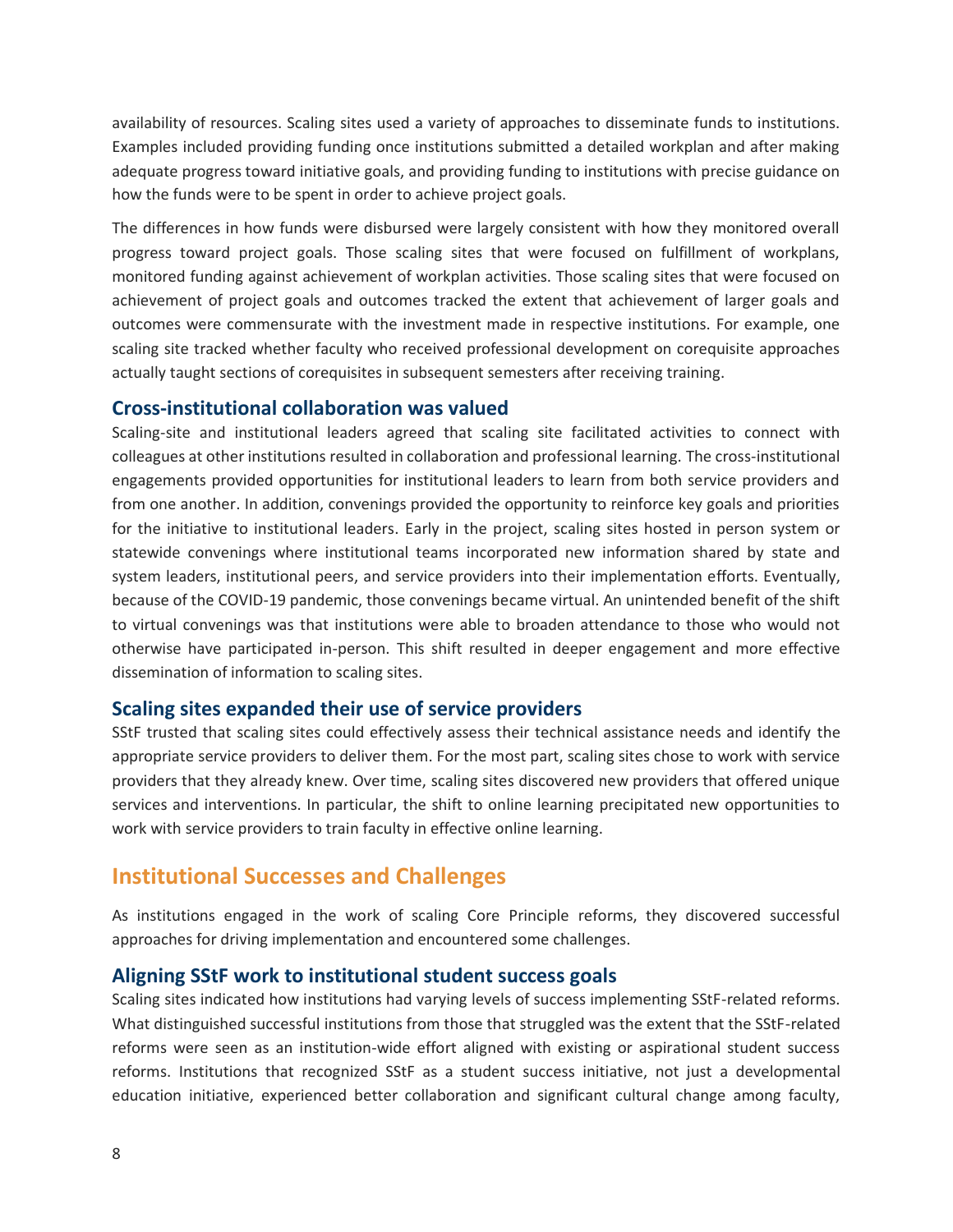availability of resources. Scaling sites used a variety of approaches to disseminate funds to institutions. Examples included providing funding once institutions submitted a detailed workplan and after making adequate progress toward initiative goals, and providing funding to institutions with precise guidance on how the funds were to be spent in order to achieve project goals.

The differences in how funds were disbursed were largely consistent with how they monitored overall progress toward project goals. Those scaling sites that were focused on fulfillment of workplans, monitored funding against achievement of workplan activities. Those scaling sites that were focused on achievement of project goals and outcomes tracked the extent that achievement of larger goals and outcomes were commensurate with the investment made in respective institutions. For example, one scaling site tracked whether faculty who received professional development on corequisite approaches actually taught sections of corequisites in subsequent semesters after receiving training.

### Cross-institutional collaboration was valued

Scaling-site and institutional leaders agreed that scaling site facilitated activities to connect with colleagues at other institutions resulted in collaboration and professional learning. The cross-institutional engagements provided opportunities for institutional leaders to learn from both service providers and from one another. In addition, convenings provided the opportunity to reinforce key goals and priorities for the initiative to institutional leaders. Early in the project, scaling sites hosted in person system or statewide convenings where institutional teams incorporated new information shared by state and system leaders, institutional peers, and service providers into their implementation efforts. Eventually, because of the COVID-19 pandemic, those convenings became virtual. An unintended benefit of the shift to virtual convenings was that institutions were able to broaden attendance to those who would not otherwise have participated in-person. This shift resulted in deeper engagement and more effective dissemination of information to scaling sites.

### Scaling sites expanded their use of service providers

SStF trusted that scaling sites could effectively assess their technical assistance needs and identify the appropriate service providers to deliver them. For the most part, scaling sites chose to work with service providers that they already knew. Over time, scaling sites discovered new providers that offered unique services and interventions. In particular, the shift to online learning precipitated new opportunities to work with service providers to train faculty in effective online learning.

## Institutional Successes and Challenges

As institutions engaged in the work of scaling Core Principle reforms, they discovered successful approaches for driving implementation and encountered some challenges.

### Aligning SStF work to institutional student success goals

Scaling sites indicated how institutions had varying levels of success implementing SStF-related reforms. What distinguished successful institutions from those that struggled was the extent that the SStF-related reforms were seen as an institution-wide effort aligned with existing or aspirational student success reforms. Institutions that recognized SStF as a student success initiative, not just a developmental education initiative, experienced better collaboration and significant cultural change among faculty,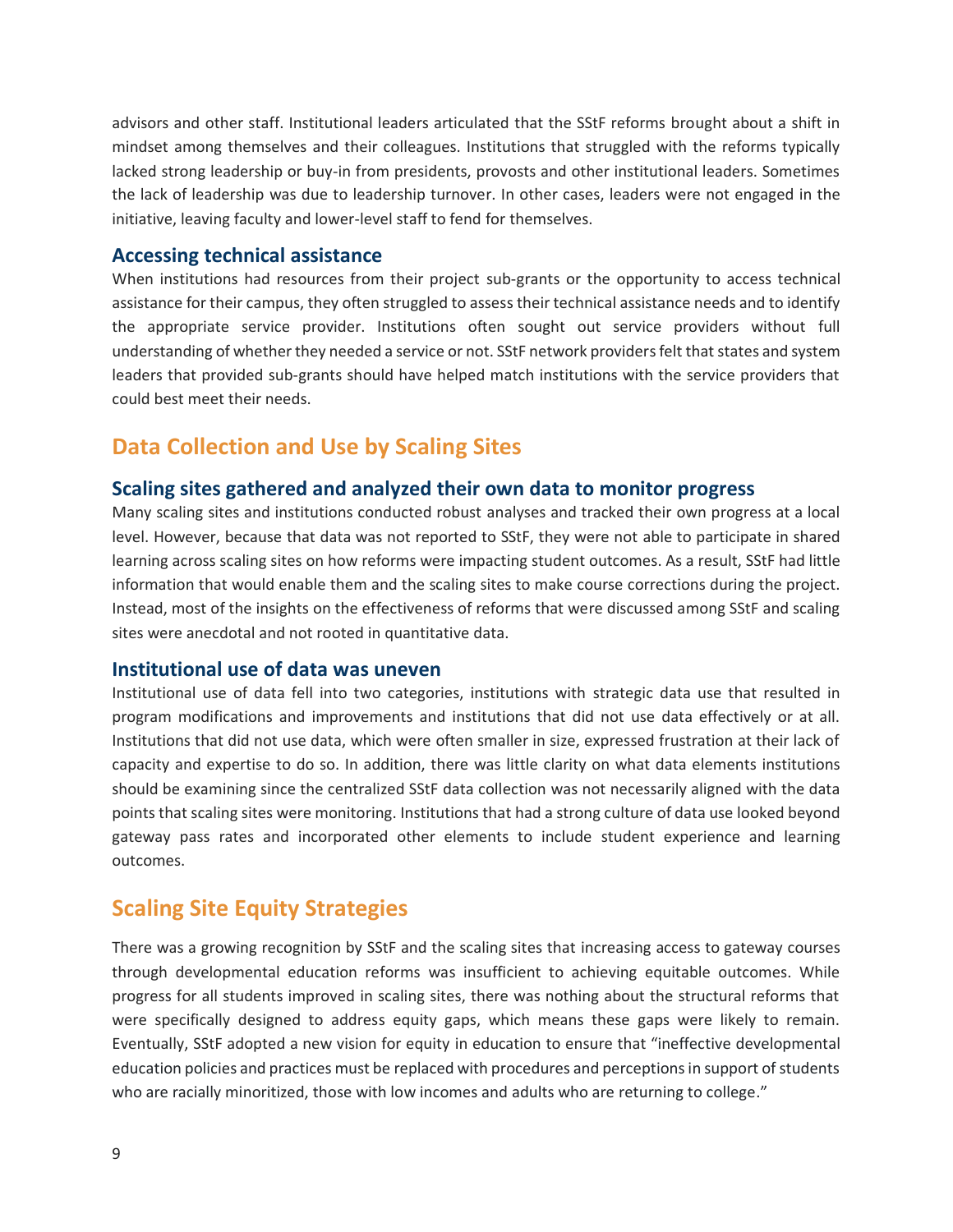advisors and other staff. Institutional leaders articulated that the SStF reforms brought about a shift in mindset among themselves and their colleagues. Institutions that struggled with the reforms typically lacked strong leadership or buy-in from presidents, provosts and other institutional leaders. Sometimes the lack of leadership was due to leadership turnover. In other cases, leaders were not engaged in the initiative, leaving faculty and lower-level staff to fend for themselves.

### Accessing technical assistance

When institutions had resources from their project sub-grants or the opportunity to access technical assistance for their campus, they often struggled to assess their technical assistance needs and to identify the appropriate service provider. Institutions often sought out service providers without full understanding of whether they needed a service or not. SStF network providers felt that states and system leaders that provided sub-grants should have helped match institutions with the service providers that could best meet their needs.

## Data Collection and Use by Scaling Sites

### Scaling sites gathered and analyzed their own data to monitor progress

Many scaling sites and institutions conducted robust analyses and tracked their own progress at a local level. However, because that data was not reported to SStF, they were not able to participate in shared learning across scaling sites on how reforms were impacting student outcomes. As a result, SStF had little information that would enable them and the scaling sites to make course corrections during the project. Instead, most of the insights on the effectiveness of reforms that were discussed among SStF and scaling sites were anecdotal and not rooted in quantitative data.

### Institutional use of data was uneven

Institutional use of data fell into two categories, institutions with strategic data use that resulted in program modifications and improvements and institutions that did not use data effectively or at all. Institutions that did not use data, which were often smaller in size, expressed frustration at their lack of capacity and expertise to do so. In addition, there was little clarity on what data elements institutions should be examining since the centralized SStF data collection was not necessarily aligned with the data points that scaling sites were monitoring. Institutions that had a strong culture of data use looked beyond gateway pass rates and incorporated other elements to include student experience and learning outcomes.

## Scaling Site Equity Strategies

There was a growing recognition by SStF and the scaling sites that increasing access to gateway courses through developmental education reforms was insufficient to achieving equitable outcomes. While progress for all students improved in scaling sites, there was nothing about the structural reforms that were specifically designed to address equity gaps, which means these gaps were likely to remain. Eventually, SStF adopted a new vision for equity in education to ensure that "ineffective developmental education policies and practices must be replaced with procedures and perceptions in support of students who are racially minoritized, those with low incomes and adults who are returning to college."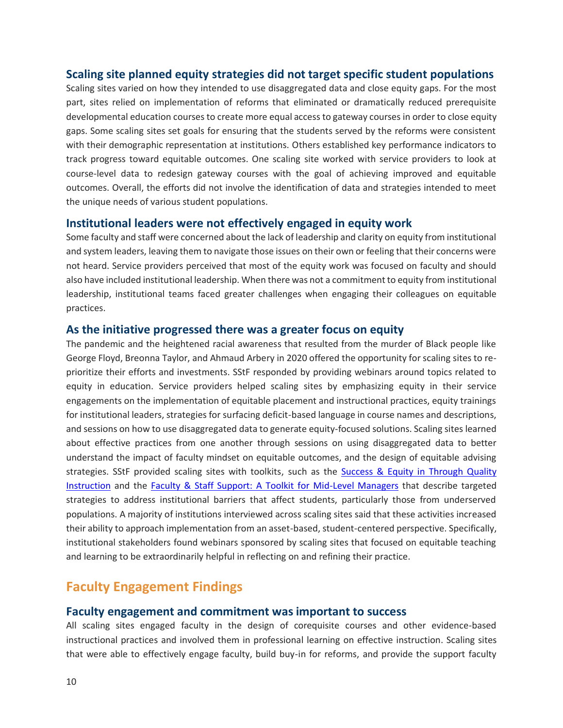### Scaling site planned equity strategies did not target specific student populations

Scaling sites varied on how they intended to use disaggregated data and close equity gaps. For the most part, sites relied on implementation of reforms that eliminated or dramatically reduced prerequisite developmental education courses to create more equal access to gateway courses in order to close equity gaps. Some scaling sites set goals for ensuring that the students served by the reforms were consistent with their demographic representation at institutions. Others established key performance indicators to track progress toward equitable outcomes. One scaling site worked with service providers to look at course-level data to redesign gateway courses with the goal of achieving improved and equitable outcomes. Overall, the efforts did not involve the identification of data and strategies intended to meet the unique needs of various student populations.

### Institutional leaders were not effectively engaged in equity work

Some faculty and staff were concerned about the lack of leadership and clarity on equity from institutional and system leaders, leaving them to navigate those issues on their own or feeling that their concerns were not heard. Service providers perceived that most of the equity work was focused on faculty and should also have included institutional leadership. When there was not a commitment to equity from institutional leadership, institutional teams faced greater challenges when engaging their colleagues on equitable practices.

### As the initiative progressed there was a greater focus on equity

The pandemic and the heightened racial awareness that resulted from the murder of Black people like George Floyd, Breonna Taylor, and Ahmaud Arbery in 2020 offered the opportunity for scaling sites to re-prioritize their efforts and investments. SStF responded by providing webinars around topics related to equity in education. Service providers helped scaling sites by emphasizing equity in their service engagements on the implementation of equitable placement and instructional practices, equity trainings for institutional leaders, strategies for surfacing deficit-based language in course names and descriptions, and sessions on how to use disaggregated data to generate equity-focused solutions. Scaling sites learned about effective practices from one another through sessions on using disaggregated data to better understand the impact of faculty mindset on equitable outcomes, and the design of equitable advising strategies. SStF provided scaling sites with toolkits, such as the Success & Equity in Through Quality Instruction and the Faculty & Staff Support: A Toolkit for Mid-Level Managers that describe targeted strategies to address institutional barriers that affect students, particularly those from underserved populations. A majority of institutions interviewed across scaling sites said that these activities increased their ability to approach implementation from an asset-based, student-centered perspective. Specifically, institutional stakeholders found webinars sponsored by scaling sites that focused on equitable teaching and learning to be extraordinarily helpful in reflecting on and refining their practice.

## Faculty Engagement Findings

### Faculty engagement and commitment was important to success

All scaling sites engaged faculty in the design of corequisite courses and other evidence-based instructional practices and involved them in professional learning on effective instruction. Scaling sites that were able to effectively engage faculty, build buy-in for reforms, and provide the support faculty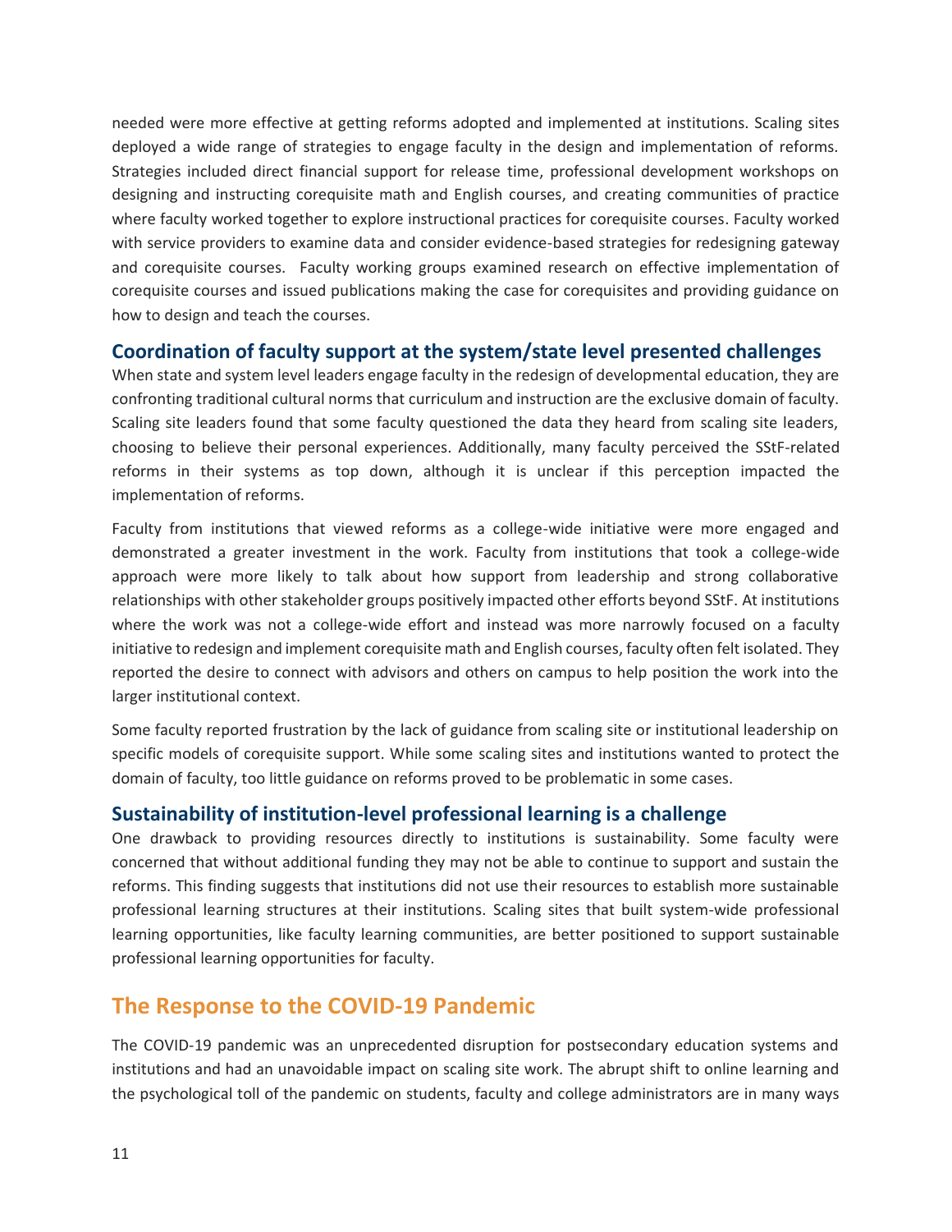needed were more effective at getting reforms adopted and implemented at institutions. Scaling sites deployed a wide range of strategies to engage faculty in the design and implementation of reforms. Strategies included direct financial support for release time, professional development workshops on designing and instructing corequisite math and English courses, and creating communities of practice where faculty worked together to explore instructional practices for corequisite courses. Faculty worked with service providers to examine data and consider evidence-based strategies for redesigning gateway and corequisite courses. Faculty working groups examined research on effective implementation of corequisite courses and issued publications making the case for corequisites and providing guidance on how to design and teach the courses.

### Coordination of faculty support at the system/state level presented challenges

When state and system level leaders engage faculty in the redesign of developmental education, they are confronting traditional cultural norms that curriculum and instruction are the exclusive domain of faculty. Scaling site leaders found that some faculty questioned the data they heard from scaling site leaders, choosing to believe their personal experiences. Additionally, many faculty perceived the SStF-related reforms in their systems as top down, although it is unclear if this perception impacted the implementation of reforms.

Faculty from institutions that viewed reforms as a college-wide initiative were more engaged and demonstrated a greater investment in the work. Faculty from institutions that took a college-wide approach were more likely to talk about how support from leadership and strong collaborative relationships with other stakeholder groups positively impacted other efforts beyond SStF. At institutions where the work was not a college-wide effort and instead was more narrowly focused on a faculty initiative to redesign and implement corequisite math and English courses, faculty often felt isolated. They reported the desire to connect with advisors and others on campus to help position the work into the larger institutional context.

Some faculty reported frustration by the lack of guidance from scaling site or institutional leadership on specific models of corequisite support. While some scaling sites and institutions wanted to protect the domain of faculty, too little guidance on reforms proved to be problematic in some cases.

### Sustainability of institution-level professional learning is a challenge

One drawback to providing resources directly to institutions is sustainability. Some faculty were concerned that without additional funding they may not be able to continue to support and sustain the reforms. This finding suggests that institutions did not use their resources to establish more sustainable professional learning structures at their institutions. Scaling sites that built system-wide professional learning opportunities, like faculty learning communities, are better positioned to support sustainable professional learning opportunities for faculty.

## The Response to the COVID-19 Pandemic

The COVID-19 pandemic was an unprecedented disruption for postsecondary education systems and institutions and had an unavoidable impact on scaling site work. The abrupt shift to online learning and the psychological toll of the pandemic on students, faculty and college administrators are in many ways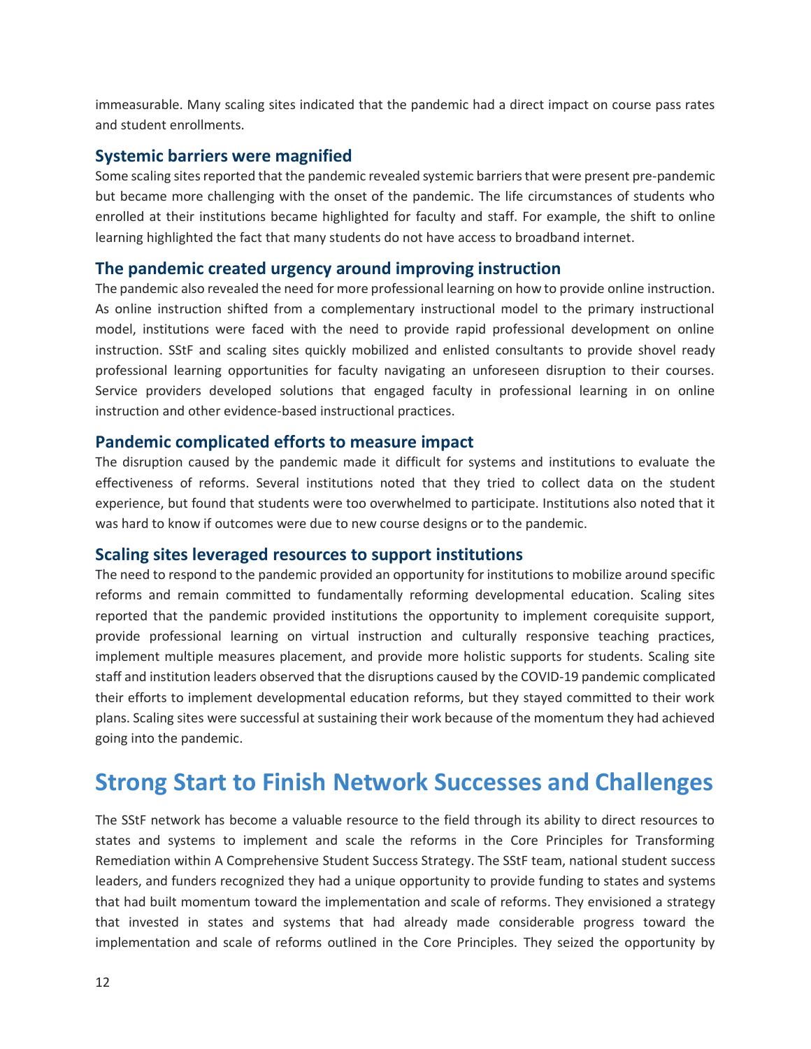immeasurable. Many scaling sites indicated that the pandemic had a direct impact on course pass rates and student enrollments.

### Systemic barriers were magnified

Some scaling sites reported that the pandemic revealed systemic barriers that were present pre-pandemic but became more challenging with the onset of the pandemic. The life circumstances of students who enrolled at their institutions became highlighted for faculty and staff. For example, the shift to online learning highlighted the fact that many students do not have access to broadband internet.

### The pandemic created urgency around improving instruction

The pandemic also revealed the need for more professional learning on how to provide online instruction. As online instruction shifted from a complementary instructional model to the primary instructional model, institutions were faced with the need to provide rapid professional development on online instruction. SStF and scaling sites quickly mobilized and enlisted consultants to provide shovel ready professional learning opportunities for faculty navigating an unforeseen disruption to their courses. Service providers developed solutions that engaged faculty in professional learning in on online instruction and other evidence-based instructional practices.

### Pandemic complicated efforts to measure impact

The disruption caused by the pandemic made it difficult for systems and institutions to evaluate the effectiveness of reforms. Several institutions noted that they tried to collect data on the student experience, but found that students were too overwhelmed to participate. Institutions also noted that it was hard to know if outcomes were due to new course designs or to the pandemic.

### Scaling sites leveraged resources to support institutions

The need to respond to the pandemic provided an opportunity for institutions to mobilize around specific reforms and remain committed to fundamentally reforming developmental education. Scaling sites reported that the pandemic provided institutions the opportunity to implement corequisite support, provide professional learning on virtual instruction and culturally responsive teaching practices, implement multiple measures placement, and provide more holistic supports for students. Scaling site staff and institution leaders observed that the disruptions caused by the COVID-19 pandemic complicated their efforts to implement developmental education reforms, but they stayed committed to their work plans. Scaling sites were successful at sustaining their work because of the momentum they had achieved going into the pandemic.

## Strong Start to Finish Network Successes and Challenges

The SStF network has become a valuable resource to the field through its ability to direct resources to states and systems to implement and scale the reforms in the Core Principles for Transforming Remediation within A Comprehensive Student Success Strategy. The SStF team, national student success leaders, and funders recognized they had a unique opportunity to provide funding to states and systems that had built momentum toward the implementation and scale of reforms. They envisioned a strategy that invested in states and systems that had already made considerable progress toward the implementation and scale of reforms outlined in the Core Principles. They seized the opportunity by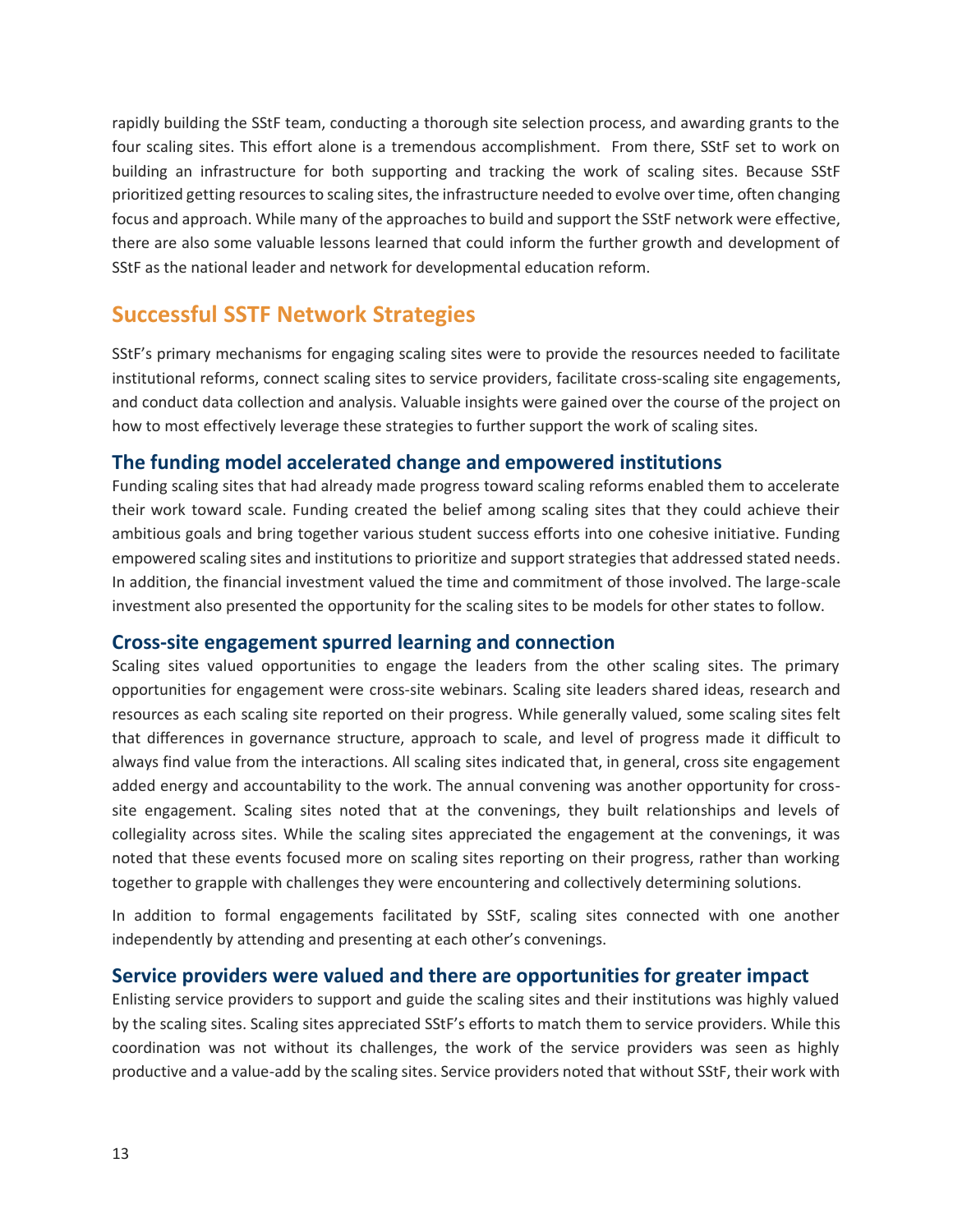rapidly building the SStF team, conducting a thorough site selection process, and awarding grants to the four scaling sites. This effort alone is a tremendous accomplishment. From there, SStF set to work on building an infrastructure for both supporting and tracking the work of scaling sites. Because SStF prioritized getting resources to scaling sites, the infrastructure needed to evolve over time, often changing focus and approach. While many of the approaches to build and support the SStF network were effective, there are also some valuable lessons learned that could inform the further growth and development of SStF as the national leader and network for developmental education reform.

## Successful SSTF Network Strategies

SStF's primary mechanisms for engaging scaling sites were to provide the resources needed to facilitate institutional reforms, connect scaling sites to service providers, facilitate cross-scaling site engagements, and conduct data collection and analysis. Valuable insights were gained over the course of the project on how to most effectively leverage these strategies to further support the work of scaling sites.

### The funding model accelerated change and empowered institutions

Funding scaling sites that had already made progress toward scaling reforms enabled them to accelerate their work toward scale. Funding created the belief among scaling sites that they could achieve their ambitious goals and bring together various student success efforts into one cohesive initiative. Funding empowered scaling sites and institutions to prioritize and support strategies that addressed stated needs. In addition, the financial investment valued the time and commitment of those involved. The large-scale investment also presented the opportunity for the scaling sites to be models for other states to follow.

### Cross-site engagement spurred learning and connection

Scaling sites valued opportunities to engage the leaders from the other scaling sites. The primary opportunities for engagement were cross-site webinars. Scaling site leaders shared ideas, research and resources as each scaling site reported on their progress. While generally valued, some scaling sites felt that differences in governance structure, approach to scale, and level of progress made it difficult to always find value from the interactions. All scaling sites indicated that, in general, cross site engagement added energy and accountability to the work. The annual convening was another opportunity for cross-site engagement. Scaling sites noted that at the convenings, they built relationships and levels of collegiality across sites. While the scaling sites appreciated the engagement at the convenings, it was noted that these events focused more on scaling sites reporting on their progress, rather than working together to grapple with challenges they were encountering and collectively determining solutions.

In addition to formal engagements facilitated by SStF, scaling sites connected with one another independently by attending and presenting at each other's convenings.

### Service providers were valued and there are opportunities for greater impact

Enlisting service providers to support and guide the scaling sites and their institutions was highly valued by the scaling sites. Scaling sites appreciated SStF's efforts to match them to service providers. While this coordination was not without its challenges, the work of the service providers was seen as highly productive and a value-add by the scaling sites. Service providers noted that without SStF, their work with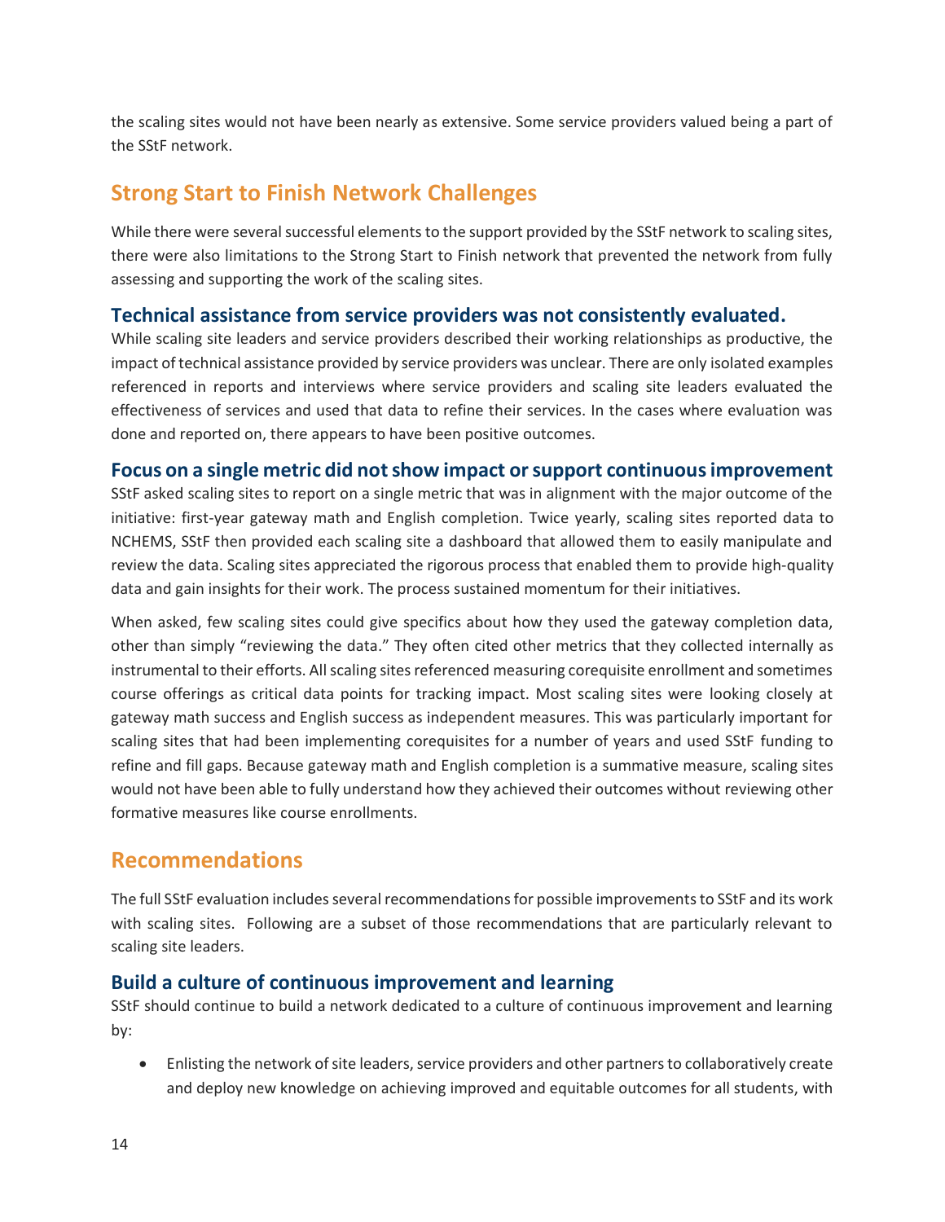the scaling sites would not have been nearly as extensive. Some service providers valued being a part of the SStF network.

## Strong Start to Finish Network Challenges

While there were several successful elements to the support provided by the SStF network to scaling sites, there were also limitations to the Strong Start to Finish network that prevented the network from fully assessing and supporting the work of the scaling sites.

### Technical assistance from service providers was not consistently evaluated.

While scaling site leaders and service providers described their working relationships as productive, the impact of technical assistance provided by service providers was unclear. There are only isolated examples referenced in reports and interviews where service providers and scaling site leaders evaluated the effectiveness of services and used that data to refine their services. In the cases where evaluation was done and reported on, there appears to have been positive outcomes.

### Focus on a single metric did not show impact or support continuous improvement

SStF asked scaling sites to report on a single metric that was in alignment with the major outcome of the initiative: first-year gateway math and English completion. Twice yearly, scaling sites reported data to NCHEMS, SStF then provided each scaling site a dashboard that allowed them to easily manipulate and review the data. Scaling sites appreciated the rigorous process that enabled them to provide high-quality data and gain insights for their work. The process sustained momentum for their initiatives.

When asked, few scaling sites could give specifics about how they used the gateway completion data, other than simply "reviewing the data." They often cited other metrics that they collected internally as instrumental to their efforts. All scaling sites referenced measuring corequisite enrollment and sometimes course offerings as critical data points for tracking impact. Most scaling sites were looking closely at gateway math success and English success as independent measures. This was particularly important for scaling sites that had been implementing corequisites for a number of years and used SStF funding to refine and fill gaps. Because gateway math and English completion is a summative measure, scaling sites would not have been able to fully understand how they achieved their outcomes without reviewing other formative measures like course enrollments.

## Recommendations

The full SStF evaluation includes several recommendations for possible improvements to SStF and its work with scaling sites. Following are a subset of those recommendations that are particularly relevant to scaling site leaders.

### Build a culture of continuous improvement and learning

SStF should continue to build a network dedicated to a culture of continuous improvement and learning by:

- Enlisting the network of site leaders, service providers and other partners to collaboratively create and deploy new knowledge on achieving improved and equitable outcomes for all students, with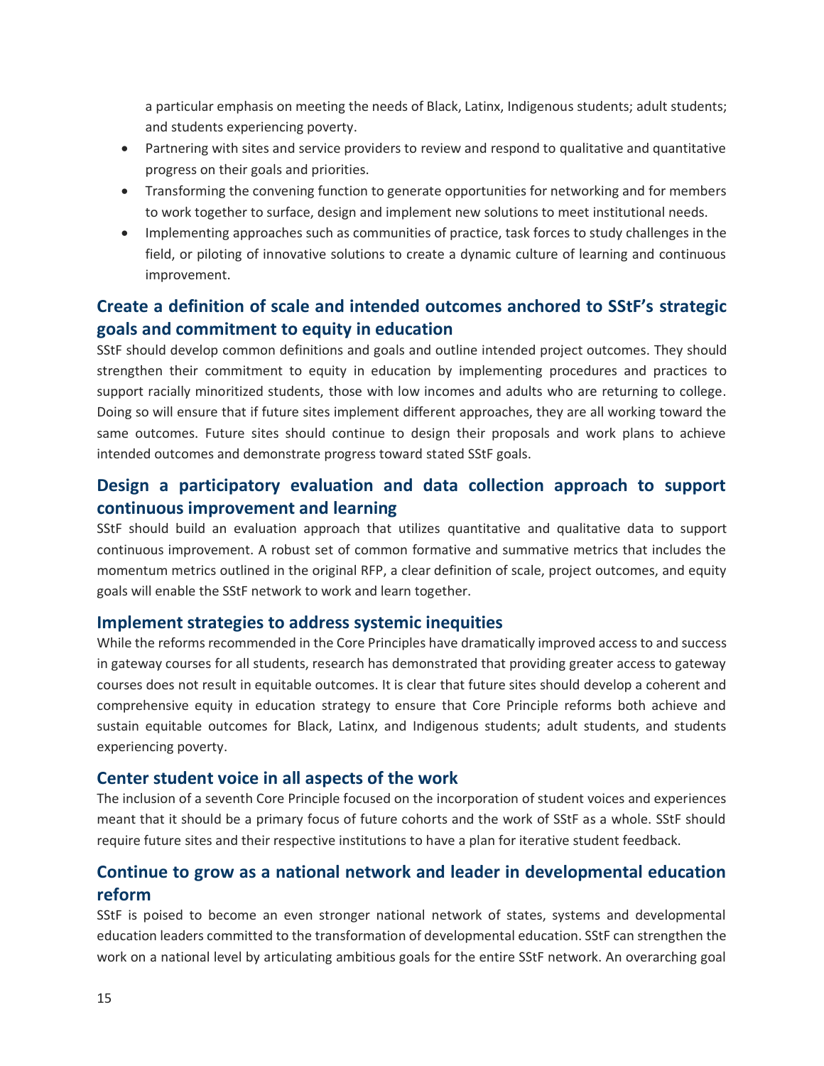a particular emphasis on meeting the needs of Black, Latinx, Indigenous students; adult students; and students experiencing poverty.

- Partnering with sites and service providers to review and respond to qualitative and quantitative progress on their goals and priorities.
- Transforming the convening function to generate opportunities for networking and for members to work together to surface, design and implement new solutions to meet institutional needs.
- Implementing approaches such as communities of practice, task forces to study challenges in the field, or piloting of innovative solutions to create a dynamic culture of learning and continuous improvement.

## Create a definition of scale and intended outcomes anchored to SStF's strategic goals and commitment to equity in education

SStF should develop common definitions and goals and outline intended project outcomes. They should strengthen their commitment to equity in education by implementing procedures and practices to support racially minoritized students, those with low incomes and adults who are returning to college. Doing so will ensure that if future sites implement different approaches, they are all working toward the same outcomes. Future sites should continue to design their proposals and work plans to achieve intended outcomes and demonstrate progress toward stated SStF goals.

## Design a participatory evaluation and data collection approach to support continuous improvement and learning

SStF should build an evaluation approach that utilizes quantitative and qualitative data to support continuous improvement. A robust set of common formative and summative metrics that includes the momentum metrics outlined in the original RFP, a clear definition of scale, project outcomes, and equity goals will enable the SStF network to work and learn together.

## Implement strategies to address systemic inequities

While the reforms recommended in the Core Principles have dramatically improved access to and success in gateway courses for all students, research has demonstrated that providing greater access to gateway courses does not result in equitable outcomes. It is clear that future sites should develop a coherent and comprehensive equity in education strategy to ensure that Core Principle reforms both achieve and sustain equitable outcomes for Black, Latinx, and Indigenous students; adult students, and students experiencing poverty.

## Center student voice in all aspects of the work

The inclusion of a seventh Core Principle focused on the incorporation of student voices and experiences meant that it should be a primary focus of future cohorts and the work of SStF as a whole. SStF should require future sites and their respective institutions to have a plan for iterative student feedback.

## Continue to grow as a national network and leader in developmental education reform

SStF is poised to become an even stronger national network of states, systems and developmental education leaders committed to the transformation of developmental education. SStF can strengthen the work on a national level by articulating ambitious goals for the entire SStF network. An overarching goal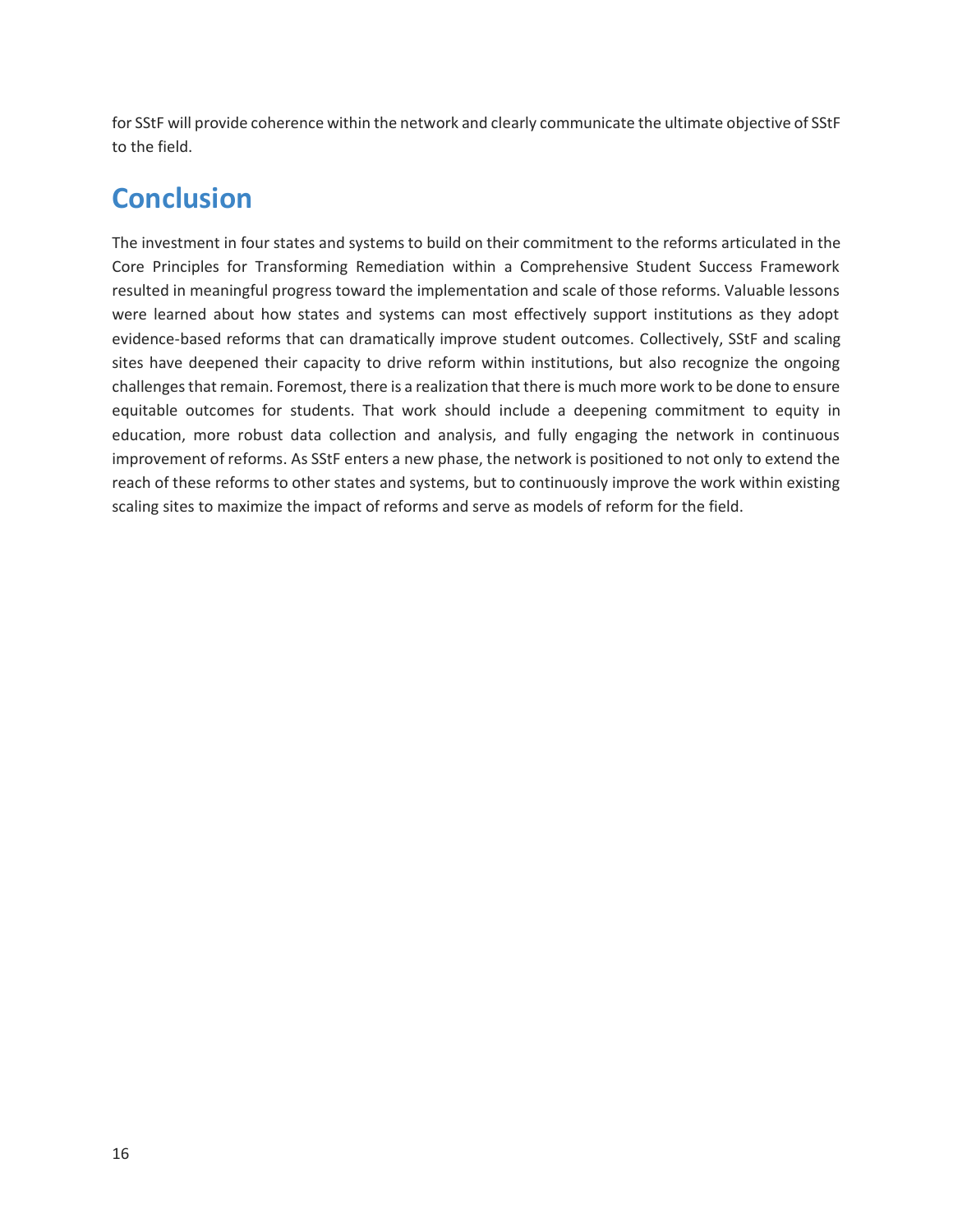for SStF will provide coherence within the network and clearly communicate the ultimate objective of SStF to the field.

## Conclusion

The investment in four states and systems to build on their commitment to the reforms articulated in the Core Principles for Transforming Remediation within a Comprehensive Student Success Framework resulted in meaningful progress toward the implementation and scale of those reforms. Valuable lessons were learned about how states and systems can most effectively support institutions as they adopt evidence-based reforms that can dramatically improve student outcomes. Collectively, SStF and scaling sites have deepened their capacity to drive reform within institutions, but also recognize the ongoing challenges that remain. Foremost, there is a realization that there is much more work to be done to ensure equitable outcomes for students. That work should include a deepening commitment to equity in education, more robust data collection and analysis, and fully engaging the network in continuous improvement of reforms. As SStF enters a new phase, the network is positioned to not only to extend the reach of these reforms to other states and systems, but to continuously improve the work within existing scaling sites to maximize the impact of reforms and serve as models of reform for the field.